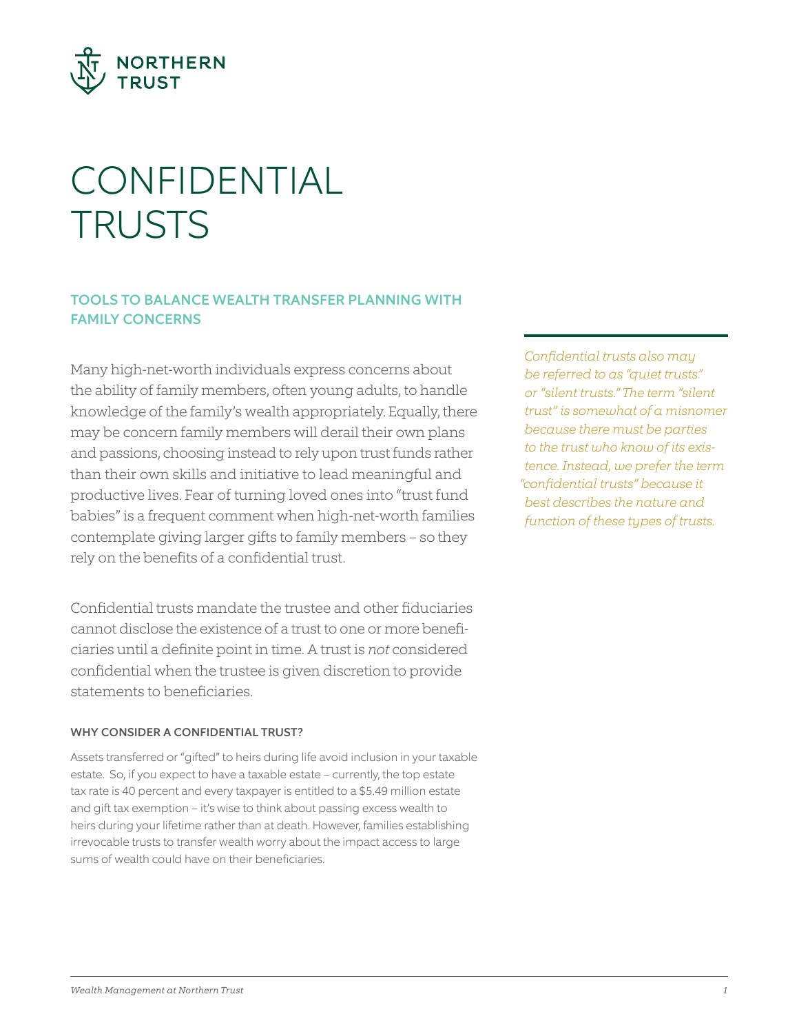# CONFIDENTIAL TRUSTS

## TOOLS TO BALANCE WEALTH TRANSFER PLANNING WITH FAMILY CONCERNS

Many high-net-worth individuals express concerns about the ability of family members, often young adults, to handle knowledge of the family's wealth appropriately. Equally, there may be concern family members will derail their own plans and passions, choosing instead to rely upon trust funds rather than their own skills and initiative to lead meaningful and productive lives. Fear of turning loved ones into "trust fund babies" is a frequent comment when high-net-worth families contemplate giving larger gifts to family members – so they rely on the benefits of a confidential trust.

Confidential trusts mandate the trustee and other fiduciaries cannot disclose the existence of a trust to one or more beneficiaries until a definite point in time. A trust is *not* considered confidential when the trustee is given discretion to provide statements to beneficiaries.

*Confidential trusts also may be referred to as "quiet trusts" or "silent trusts." The term "silent trust" is somewhat of a misnomer because there must be parties to the trust who know of its existence. Instead, we prefer the term "confidential trusts" because it best describes the nature and function of these types of trusts.*

### WHY CONSIDER A CONFIDENTIAL TRUST?

Assets transferred or "gifted" to heirs during life avoid inclusion in your taxable estate. So, if you expect to have a taxable estate – currently, the top estate tax rate is 40 percent and every taxpayer is entitled to a $5.49 million estate and gift tax exemption – it's wise to think about passing excess wealth to heirs during your lifetime rather than at death. However, families establishing irrevocable trusts to transfer wealth worry about the impact access to large sums of wealth could have on their beneficiaries.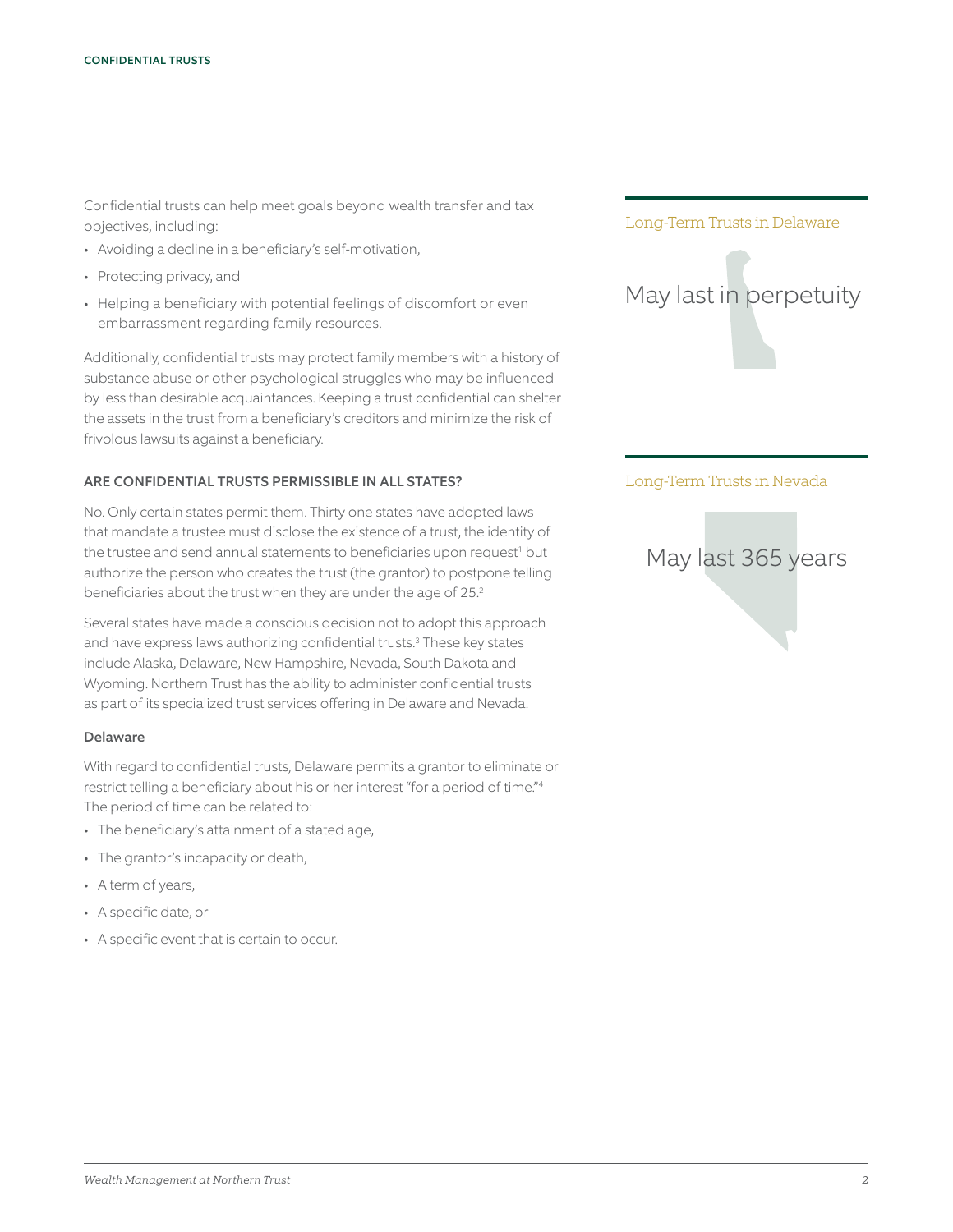Confidential trusts can help meet goals beyond wealth transfer and tax objectives, including:

- Avoiding a decline in a beneficiary's self-motivation,
- Protecting privacy, and
- Helping a beneficiary with potential feelings of discomfort or even embarrassment regarding family resources.

Additionally, confidential trusts may protect family members with a history of substance abuse or other psychological struggles who may be influenced by less than desirable acquaintances. Keeping a trust confidential can shelter the assets in the trust from a beneficiary's creditors and minimize the risk of frivolous lawsuits against a beneficiary.

### ARE CONFIDENTIAL TRUSTS PERMISSIBLE IN ALL STATES?

No. Only certain states permit them. Thirty one states have adopted laws that mandate a trustee must disclose the existence of a trust, the identity of the trustee and send annual statements to beneficiaries upon request[1] but authorize the person who creates the trust (the grantor) to postpone telling beneficiaries about the trust when they are under the age of 25.[2]

Several states have made a conscious decision not to adopt this approach and have express laws authorizing confidential trusts.[3] These key states include Alaska, Delaware, New Hampshire, Nevada, South Dakota and Wyoming. Northern Trust has the ability to administer confidential trusts as part of its specialized trust services offering in Delaware and Nevada.

#### Delaware

With regard to confidential trusts, Delaware permits a grantor to eliminate or restrict telling a beneficiary about his or her interest "for a period of time."[4] The period of time can be related to:

- The beneficiary's attainment of a stated age,
- The grantor's incapacity or death,
- A term of years,
- A specific date, or
- A specific event that is certain to occur.

Long-Term Trusts in Delaware

May last in perpetuity

Long-Term Trusts in Nevada

May last 365 years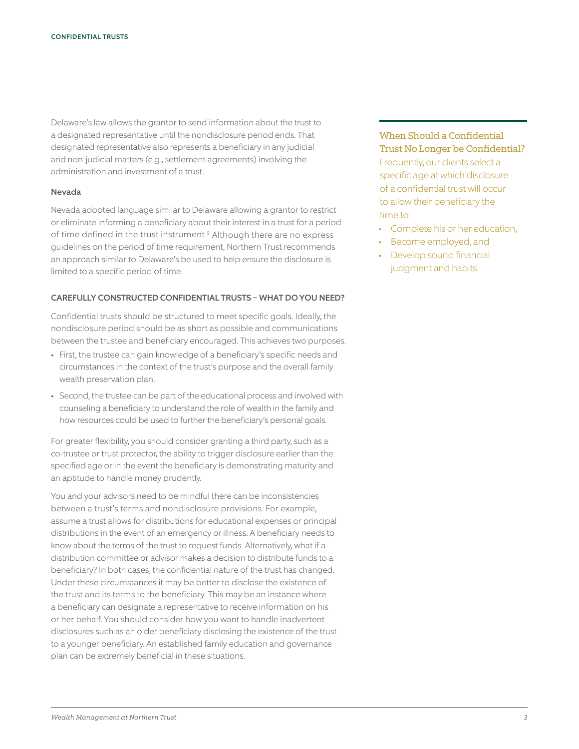Delaware's law allows the grantor to send information about the trust to a designated representative until the nondisclosure period ends. That designated representative also represents a beneficiary in any judicial and non-judicial matters (e.g., settlement agreements) involving the administration and investment of a trust.

### Nevada

Nevada adopted language similar to Delaware allowing a grantor to restrict or eliminate informing a beneficiary about their interest in a trust for a period of time defined in the trust instrument.[5] Although there are no express guidelines on the period of time requirement, Northern Trust recommends an approach similar to Delaware's be used to help ensure the disclosure is limited to a specific period of time.

## CAREFULLY CONSTRUCTED CONFIDENTIAL TRUSTS – WHAT DO YOU NEED?

Confidential trusts should be structured to meet specific goals. Ideally, the nondisclosure period should be as short as possible and communications between the trustee and beneficiary encouraged. This achieves two purposes.

- First, the trustee can gain knowledge of a beneficiary's specific needs and circumstances in the context of the trust's purpose and the overall family wealth preservation plan.
- Second, the trustee can be part of the educational process and involved with counseling a beneficiary to understand the role of wealth in the family and how resources could be used to further the beneficiary's personal goals.

For greater flexibility, you should consider granting a third party, such as a co-trustee or trust protector, the ability to trigger disclosure earlier than the specified age or in the event the beneficiary is demonstrating maturity and an aptitude to handle money prudently.

You and your advisors need to be mindful there can be inconsistencies between a trust's terms and nondisclosure provisions. For example, assume a trust allows for distributions for educational expenses or principal distributions in the event of an emergency or illness. A beneficiary needs to know about the terms of the trust to request funds. Alternatively, what if a distribution committee or advisor makes a decision to distribute funds to a beneficiary? In both cases, the confidential nature of the trust has changed. Under these circumstances it may be better to disclose the existence of the trust and its terms to the beneficiary. This may be an instance where a beneficiary can designate a representative to receive information on his or her behalf. You should consider how you want to handle inadvertent disclosures such as an older beneficiary disclosing the existence of the trust to a younger beneficiary. An established family education and governance plan can be extremely beneficial in these situations.

### When Should a Confidential Trust No Longer be Confidential?

Frequently, our clients select a specific age at which disclosure of a confidential trust will occur to allow their beneficiary the time to:

- Complete his or her education,
- Become employed, and
- Develop sound financial judgment and habits.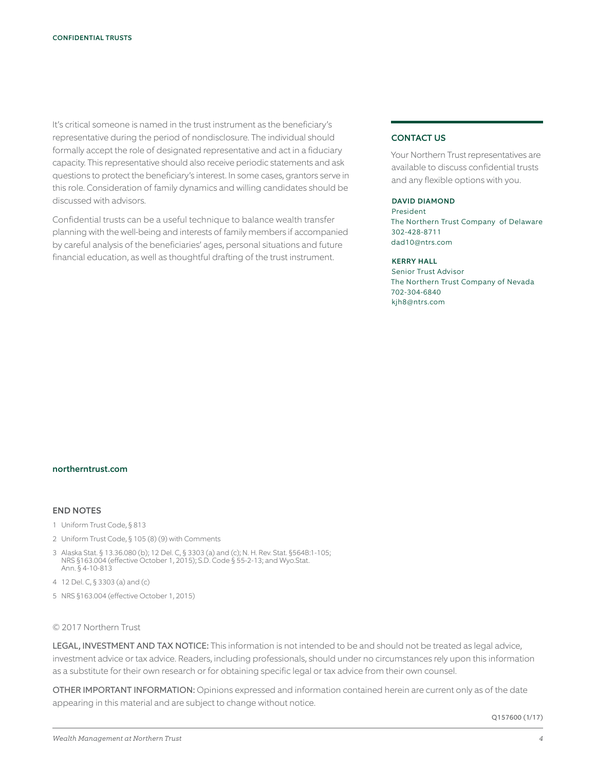It's critical someone is named in the trust instrument as the beneficiary's representative during the period of nondisclosure. The individual should formally accept the role of designated representative and act in a fiduciary capacity. This representative should also receive periodic statements and ask questions to protect the beneficiary's interest. In some cases, grantors serve in this role. Consideration of family dynamics and willing candidates should be discussed with advisors.

Confidential trusts can be a useful technique to balance wealth transfer planning with the well-being and interests of family members if accompanied by careful analysis of the beneficiaries' ages, personal situations and future financial education, as well as thoughtful drafting of the trust instrument.

## CONTACT US

Your Northern Trust representatives are available to discuss confidential trusts and any flexible options with you.

**DAVID DIAMOND**
President
The Northern Trust Company of Delaware
302-428-8711
dad10@ntrs.com

**KERRY HALL**
Senior Trust Advisor
The Northern Trust Company of Nevada
702-304-6840
kjh8@ntrs.com

northerntrust.com

## END NOTES

1 Uniform Trust Code, § 813

2 Uniform Trust Code, § 105 (8) (9) with Comments

3 Alaska Stat. § 13.36.080 (b); 12 Del. C, § 3303 (a) and (c); N. H. Rev. Stat. §564B:1-105; NRS §163.004 (effective October 1, 2015); S.D. Code § 55-2-13; and Wyo.Stat. Ann. § 4-10-813

4 12 Del. C, § 3303 (a) and (c)

5 NRS §163.004 (effective October 1, 2015)

© 2017 Northern Trust

LEGAL, INVESTMENT AND TAX NOTICE: This information is not intended to be and should not be treated as legal advice, investment advice or tax advice. Readers, including professionals, should under no circumstances rely upon this information as a substitute for their own research or for obtaining specific legal or tax advice from their own counsel.

OTHER IMPORTANT INFORMATION: Opinions expressed and information contained herein are current only as of the date appearing in this material and are subject to change without notice.

Q157600 (1/17)